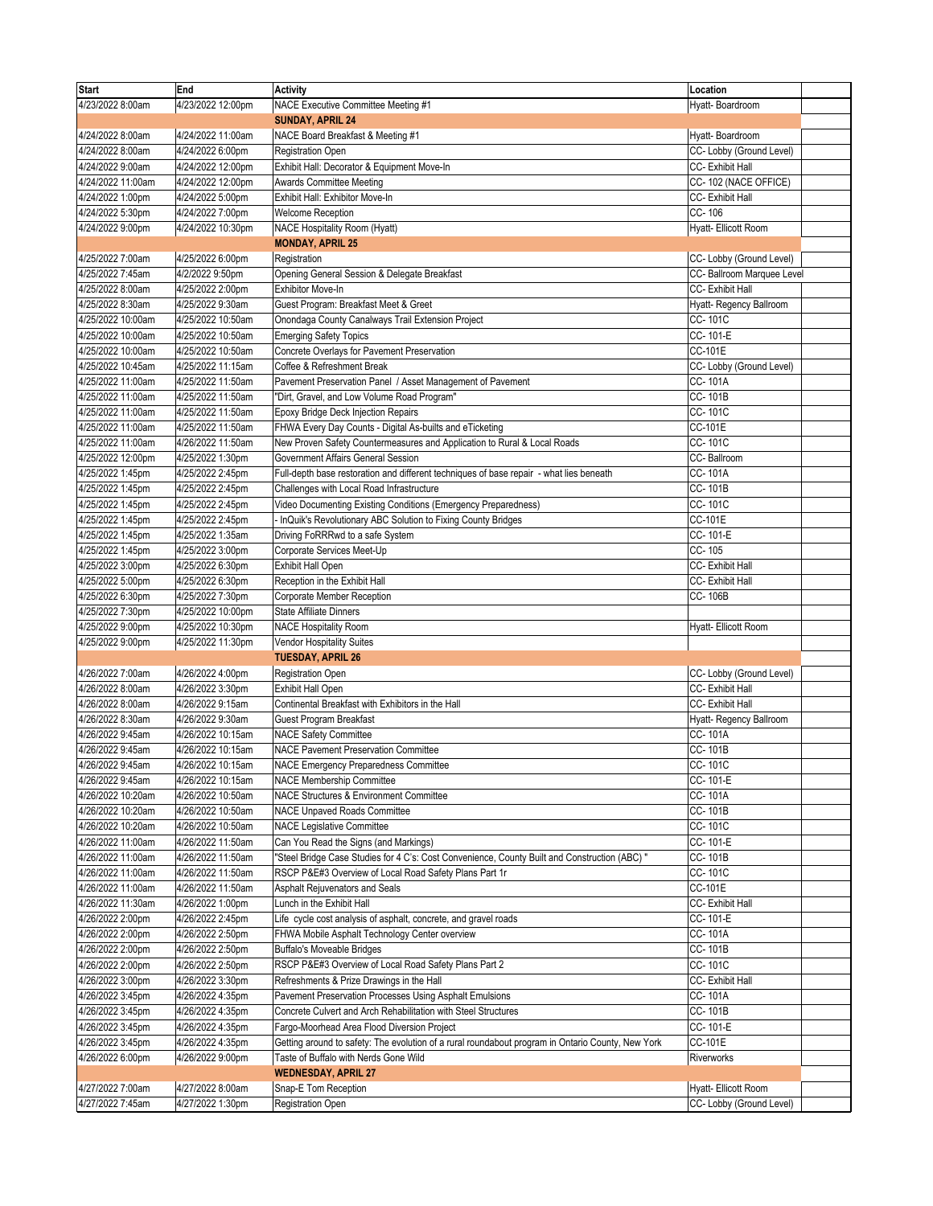| Start | End | Activity | Location | |
|---|---|---|---|---|
| 4/23/2022 8:00am | 4/23/2022 12:00pm | NACE Executive Committee Meeting #1 | Hyatt- Boardroom | |
| | | **SUNDAY, APRIL 24** | | |
| 4/24/2022 8:00am | 4/24/2022 11:00am | NACE Board Breakfast & Meeting #1 | Hyatt- Boardroom | |
| 4/24/2022 8:00am | 4/24/2022 6:00pm | Registration Open | CC- Lobby (Ground Level) | |
| 4/24/2022 9:00am | 4/24/2022 12:00pm | Exhibit Hall: Decorator & Equipment Move-In | CC- Exhibit Hall | |
| 4/24/2022 11:00am | 4/24/2022 12:00pm | Awards Committee Meeting | CC- 102 (NACE OFFICE) | |
| 4/24/2022 1:00pm | 4/24/2022 5:00pm | Exhibit Hall: Exhibitor Move-In | CC- Exhibit Hall | |
| 4/24/2022 5:30pm | 4/24/2022 7:00pm | Welcome Reception | CC- 106 | |
| 4/24/2022 9:00pm | 4/24/2022 10:30pm | NACE Hospitality Room (Hyatt) | Hyatt- Ellicott Room | |
| | | **MONDAY, APRIL 25** | | |
| 4/25/2022 7:00am | 4/25/2022 6:00pm | Registration | CC- Lobby (Ground Level) | |
| 4/25/2022 7:45am | 4/2/2022 9:50pm | Opening General Session & Delegate Breakfast | CC- Ballroom Marquee Level | |
| 4/25/2022 8:00am | 4/25/2022 2:00pm | Exhibitor Move-In | CC- Exhibit Hall | |
| 4/25/2022 8:30am | 4/25/2022 9:30am | Guest Program: Breakfast Meet & Greet | Hyatt- Regency Ballroom | |
| 4/25/2022 10:00am | 4/25/2022 10:50am | Onondaga County Canalways Trail Extension Project | CC- 101C | |
| 4/25/2022 10:00am | 4/25/2022 10:50am | Emerging Safety Topics | CC- 101-E | |
| 4/25/2022 10:00am | 4/25/2022 10:50am | Concrete Overlays for Pavement Preservation | CC-101E | |
| 4/25/2022 10:45am | 4/25/2022 11:15am | Coffee & Refreshment Break | CC- Lobby (Ground Level) | |
| 4/25/2022 11:00am | 4/25/2022 11:50am | Pavement Preservation Panel / Asset Management of Pavement | CC- 101A | |
| 4/25/2022 11:00am | 4/25/2022 11:50am | "Dirt, Gravel, and Low Volume Road Program" | CC- 101B | |
| 4/25/2022 11:00am | 4/25/2022 11:50am | Epoxy Bridge Deck Injection Repairs | CC- 101C | |
| 4/25/2022 11:00am | 4/25/2022 11:50am | FHWA Every Day Counts - Digital As-builts and eTicketing | CC-101E | |
| 4/25/2022 11:00am | 4/26/2022 11:50am | New Proven Safety Countermeasures and Application to Rural & Local Roads | CC- 101C | |
| 4/25/2022 12:00pm | 4/25/2022 1:30pm | Government Affairs General Session | CC- Ballroom | |
| 4/25/2022 1:45pm | 4/25/2022 2:45pm | Full-depth base restoration and different techniques of base repair - what lies beneath | CC- 101A | |
| 4/25/2022 1:45pm | 4/25/2022 2:45pm | Challenges with Local Road Infrastructure | CC- 101B | |
| 4/25/2022 1:45pm | 4/25/2022 2:45pm | Video Documenting Existing Conditions (Emergency Preparedness) | CC- 101C | |
| 4/25/2022 1:45pm | 4/25/2022 2:45pm | - InQuik's Revolutionary ABC Solution to Fixing County Bridges | CC-101E | |
| 4/25/2022 1:45pm | 4/25/2022 1:35am | Driving FoRRRwd to a safe System | CC- 101-E | |
| 4/25/2022 1:45pm | 4/25/2022 3:00pm | Corporate Services Meet-Up | CC- 105 | |
| 4/25/2022 3:00pm | 4/25/2022 6:30pm | Exhibit Hall Open | CC- Exhibit Hall | |
| 4/25/2022 5:00pm | 4/25/2022 6:30pm | Reception in the Exhibit Hall | CC- Exhibit Hall | |
| 4/25/2022 6:30pm | 4/25/2022 7:30pm | Corporate Member Reception | CC- 106B | |
| 4/25/2022 7:30pm | 4/25/2022 10:00pm | State Affiliate Dinners | | |
| 4/25/2022 9:00pm | 4/25/2022 10:30pm | NACE Hospitality Room | Hyatt- Ellicott Room | |
| 4/25/2022 9:00pm | 4/25/2022 11:30pm | Vendor Hospitality Suites | | |
| | | **TUESDAY, APRIL 26** | | |
| 4/26/2022 7:00am | 4/26/2022 4:00pm | Registration Open | CC- Lobby (Ground Level) | |
| 4/26/2022 8:00am | 4/26/2022 3:30pm | Exhibit Hall Open | CC- Exhibit Hall | |
| 4/26/2022 8:00am | 4/26/2022 9:15am | Continental Breakfast with Exhibitors in the Hall | CC- Exhibit Hall | |
| 4/26/2022 8:30am | 4/26/2022 9:30am | Guest Program Breakfast | Hyatt- Regency Ballroom | |
| 4/26/2022 9:45am | 4/26/2022 10:15am | NACE Safety Committee | CC- 101A | |
| 4/26/2022 9:45am | 4/26/2022 10:15am | NACE Pavement Preservation Committee | CC- 101B | |
| 4/26/2022 9:45am | 4/26/2022 10:15am | NACE Emergency Preparedness Committee | CC- 101C | |
| 4/26/2022 9:45am | 4/26/2022 10:15am | NACE Membership Committee | CC- 101-E | |
| 4/26/2022 10:20am | 4/26/2022 10:50am | NACE Structures & Environment Committee | CC- 101A | |
| 4/26/2022 10:20am | 4/26/2022 10:50am | NACE Unpaved Roads Committee | CC- 101B | |
| 4/26/2022 10:20am | 4/26/2022 10:50am | NACE Legislative Committee | CC- 101C | |
| 4/26/2022 11:00am | 4/26/2022 11:50am | Can You Read the Signs (and Markings) | CC- 101-E | |
| 4/26/2022 11:00am | 4/26/2022 11:50am | "Steel Bridge Case Studies for 4 C's: Cost Convenience, County Built and Construction (ABC) " | CC- 101B | |
| 4/26/2022 11:00am | 4/26/2022 11:50am | RSCP P&E#3 Overview of Local Road Safety Plans Part 1r | CC- 101C | |
| 4/26/2022 11:00am | 4/26/2022 11:50am | Asphalt Rejuvenators and Seals | CC-101E | |
| 4/26/2022 11:30am | 4/26/2022 1:00pm | Lunch in the Exhibit Hall | CC- Exhibit Hall | |
| 4/26/2022 2:00pm | 4/26/2022 2:45pm | Life cycle cost analysis of asphalt, concrete, and gravel roads | CC- 101-E | |
| 4/26/2022 2:00pm | 4/26/2022 2:50pm | FHWA Mobile Asphalt Technology Center overview | CC- 101A | |
| 4/26/2022 2:00pm | 4/26/2022 2:50pm | Buffalo's Moveable Bridges | CC- 101B | |
| 4/26/2022 2:00pm | 4/26/2022 2:50pm | RSCP P&E#3 Overview of Local Road Safety Plans Part 2 | CC- 101C | |
| 4/26/2022 3:00pm | 4/26/2022 3:30pm | Refreshments & Prize Drawings in the Hall | CC- Exhibit Hall | |
| 4/26/2022 3:45pm | 4/26/2022 4:35pm | Pavement Preservation Processes Using Asphalt Emulsions | CC- 101A | |
| 4/26/2022 3:45pm | 4/26/2022 4:35pm | Concrete Culvert and Arch Rehabilitation with Steel Structures | CC- 101B | |
| 4/26/2022 3:45pm | 4/26/2022 4:35pm | Fargo-Moorhead Area Flood Diversion Project | CC- 101-E | |
| 4/26/2022 3:45pm | 4/26/2022 4:35pm | Getting around to safety: The evolution of a rural roundabout program in Ontario County, New York | CC-101E | |
| 4/26/2022 6:00pm | 4/26/2022 9:00pm | Taste of Buffalo with Nerds Gone Wild | Riverworks | |
| | | **WEDNESDAY, APRIL 27** | | |
| 4/27/2022 7:00am | 4/27/2022 8:00am | Snap-E Tom Reception | Hyatt- Ellicott Room | |
| 4/27/2022 7:45am | 4/27/2022 1:30pm | Registration Open | CC- Lobby (Ground Level) | |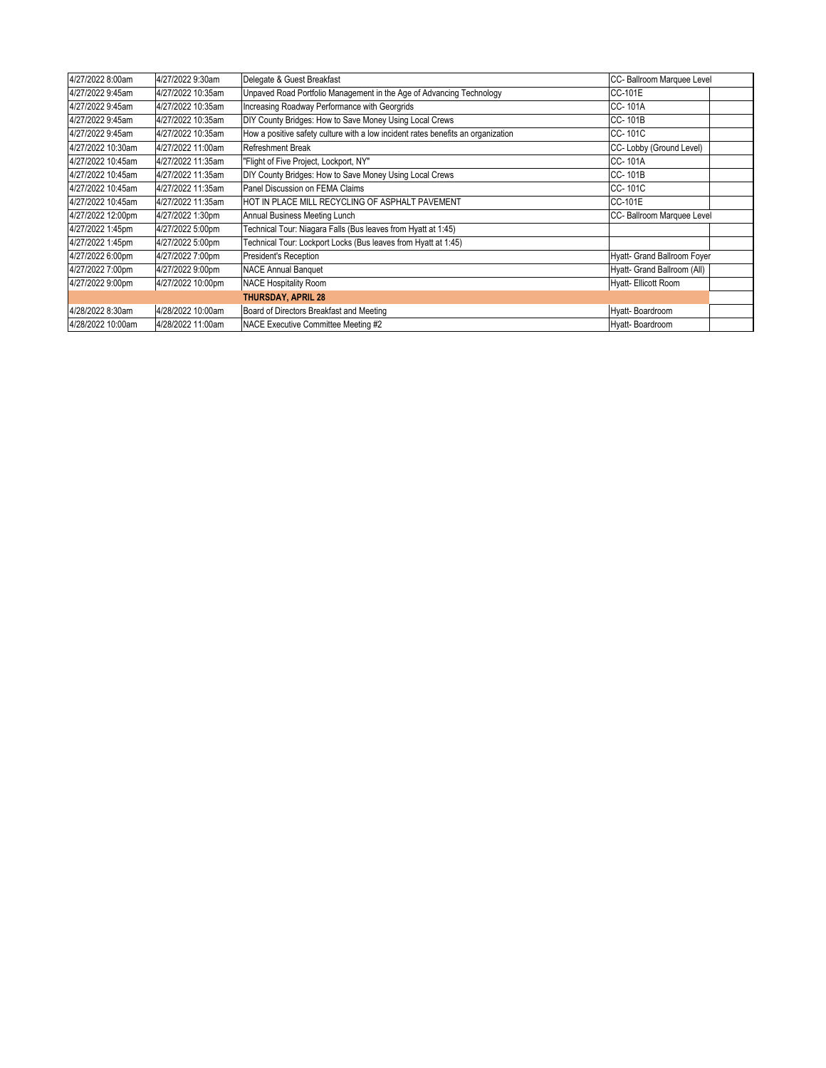| | | | | |
|---|---|---|---|---|
| 4/27/2022 8:00am | 4/27/2022 9:30am | Delegate & Guest Breakfast | CC- Ballroom Marquee Level | |
| 4/27/2022 9:45am | 4/27/2022 10:35am | Unpaved Road Portfolio Management in the Age of Advancing Technology | CC-101E | |
| 4/27/2022 9:45am | 4/27/2022 10:35am | Increasing Roadway Performance with Georgrids | CC- 101A | |
| 4/27/2022 9:45am | 4/27/2022 10:35am | DIY County Bridges: How to Save Money Using Local Crews | CC- 101B | |
| 4/27/2022 9:45am | 4/27/2022 10:35am | How a positive safety culture with a low incident rates benefits an organization | CC- 101C | |
| 4/27/2022 10:30am | 4/27/2022 11:00am | Refreshment Break | CC- Lobby (Ground Level) | |
| 4/27/2022 10:45am | 4/27/2022 11:35am | "Flight of Five Project, Lockport, NY" | CC- 101A | |
| 4/27/2022 10:45am | 4/27/2022 11:35am | DIY County Bridges: How to Save Money Using Local Crews | CC- 101B | |
| 4/27/2022 10:45am | 4/27/2022 11:35am | Panel Discussion on FEMA Claims | CC- 101C | |
| 4/27/2022 10:45am | 4/27/2022 11:35am | HOT IN PLACE MILL RECYCLING OF ASPHALT PAVEMENT | CC-101E | |
| 4/27/2022 12:00pm | 4/27/2022 1:30pm | Annual Business Meeting Lunch | CC- Ballroom Marquee Level | |
| 4/27/2022 1:45pm | 4/27/2022 5:00pm | Technical Tour: Niagara Falls (Bus leaves from Hyatt at 1:45) | | |
| 4/27/2022 1:45pm | 4/27/2022 5:00pm | Technical Tour: Lockport Locks (Bus leaves from Hyatt at 1:45) | | |
| 4/27/2022 6:00pm | 4/27/2022 7:00pm | President's Reception | Hyatt- Grand Ballroom Foyer | |
| 4/27/2022 7:00pm | 4/27/2022 9:00pm | NACE Annual Banquet | Hyatt- Grand Ballroom (All) | |
| 4/27/2022 9:00pm | 4/27/2022 10:00pm | NACE Hospitality Room | Hyatt- Ellicott Room | |
| | | **THURSDAY, APRIL 28** | | |
| 4/28/2022 8:30am | 4/28/2022 10:00am | Board of Directors Breakfast and Meeting | Hyatt- Boardroom | |
| 4/28/2022 10:00am | 4/28/2022 11:00am | NACE Executive Committee Meeting #2 | Hyatt- Boardroom | |